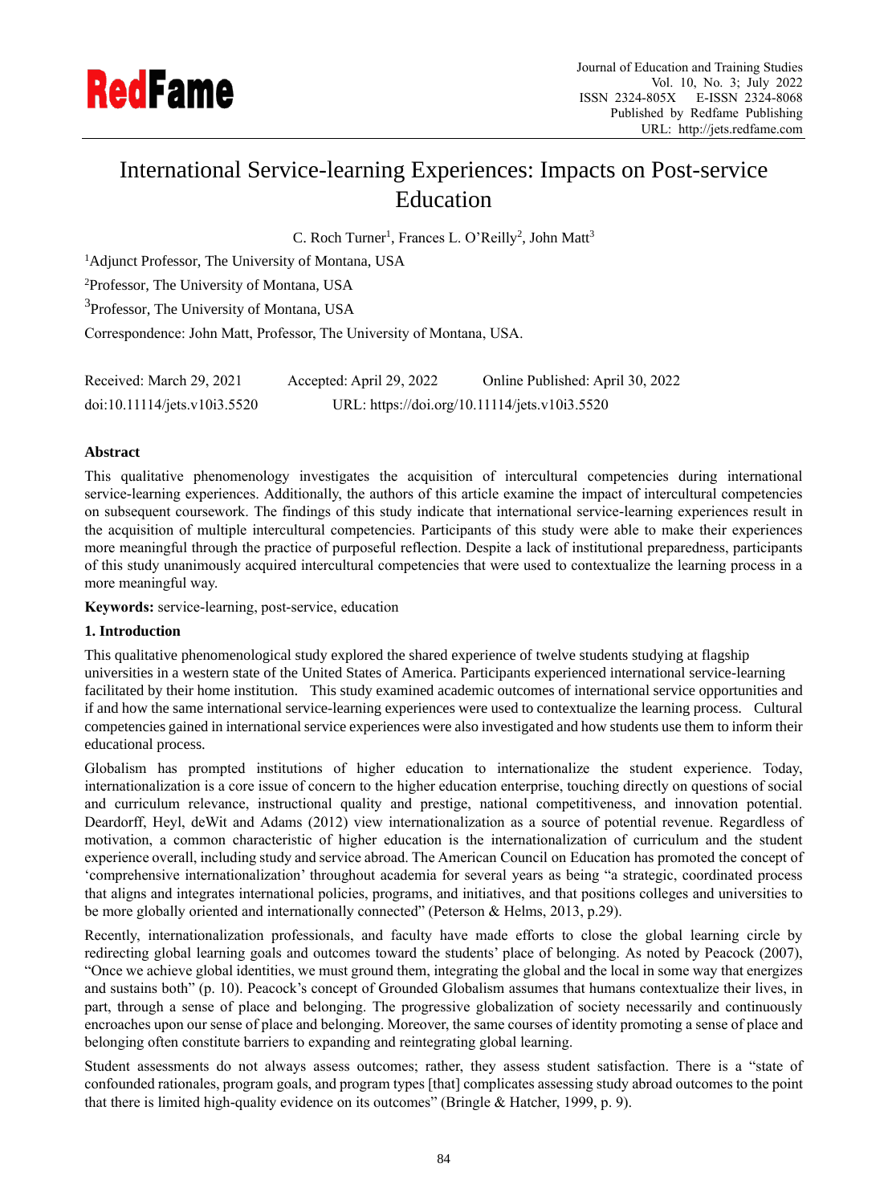# International Service-learning Experiences: Impacts on Post-service Education

C. Roch Turner[1], Frances L. O'Reilly[2], John Matt[3]

[1]Adjunct Professor, The University of Montana, USA

[2]Professor, The University of Montana, USA

[3]Professor, The University of Montana, USA

Correspondence: John Matt, Professor, The University of Montana, USA.

Received: March 29, 2021 Accepted: April 29, 2022 Online Published: April 30, 2022

doi:10.11114/jets.v10i3.5520 URL: https://doi.org/10.11114/jets.v10i3.5520

**Abstract**

This qualitative phenomenology investigates the acquisition of intercultural competencies during international service-learning experiences. Additionally, the authors of this article examine the impact of intercultural competencies on subsequent coursework. The findings of this study indicate that international service-learning experiences result in the acquisition of multiple intercultural competencies. Participants of this study were able to make their experiences more meaningful through the practice of purposeful reflection. Despite a lack of institutional preparedness, participants of this study unanimously acquired intercultural competencies that were used to contextualize the learning process in a more meaningful way.

**Keywords:** service-learning, post-service, education

## 1. Introduction

This qualitative phenomenological study explored the shared experience of twelve students studying at flagship universities in a western state of the United States of America. Participants experienced international service-learning facilitated by their home institution. This study examined academic outcomes of international service opportunities and if and how the same international service-learning experiences were used to contextualize the learning process. Cultural competencies gained in international service experiences were also investigated and how students use them to inform their educational process.

Globalism has prompted institutions of higher education to internationalize the student experience. Today, internationalization is a core issue of concern to the higher education enterprise, touching directly on questions of social and curriculum relevance, instructional quality and prestige, national competitiveness, and innovation potential. Deardorff, Heyl, deWit and Adams (2012) view internationalization as a source of potential revenue. Regardless of motivation, a common characteristic of higher education is the internationalization of curriculum and the student experience overall, including study and service abroad. The American Council on Education has promoted the concept of 'comprehensive internationalization' throughout academia for several years as being "a strategic, coordinated process that aligns and integrates international policies, programs, and initiatives, and that positions colleges and universities to be more globally oriented and internationally connected" (Peterson & Helms, 2013, p.29).

Recently, internationalization professionals, and faculty have made efforts to close the global learning circle by redirecting global learning goals and outcomes toward the students' place of belonging. As noted by Peacock (2007), "Once we achieve global identities, we must ground them, integrating the global and the local in some way that energizes and sustains both" (p. 10). Peacock's concept of Grounded Globalism assumes that humans contextualize their lives, in part, through a sense of place and belonging. The progressive globalization of society necessarily and continuously encroaches upon our sense of place and belonging. Moreover, the same courses of identity promoting a sense of place and belonging often constitute barriers to expanding and reintegrating global learning.

Student assessments do not always assess outcomes; rather, they assess student satisfaction. There is a "state of confounded rationales, program goals, and program types [that] complicates assessing study abroad outcomes to the point that there is limited high-quality evidence on its outcomes" (Bringle & Hatcher, 1999, p. 9).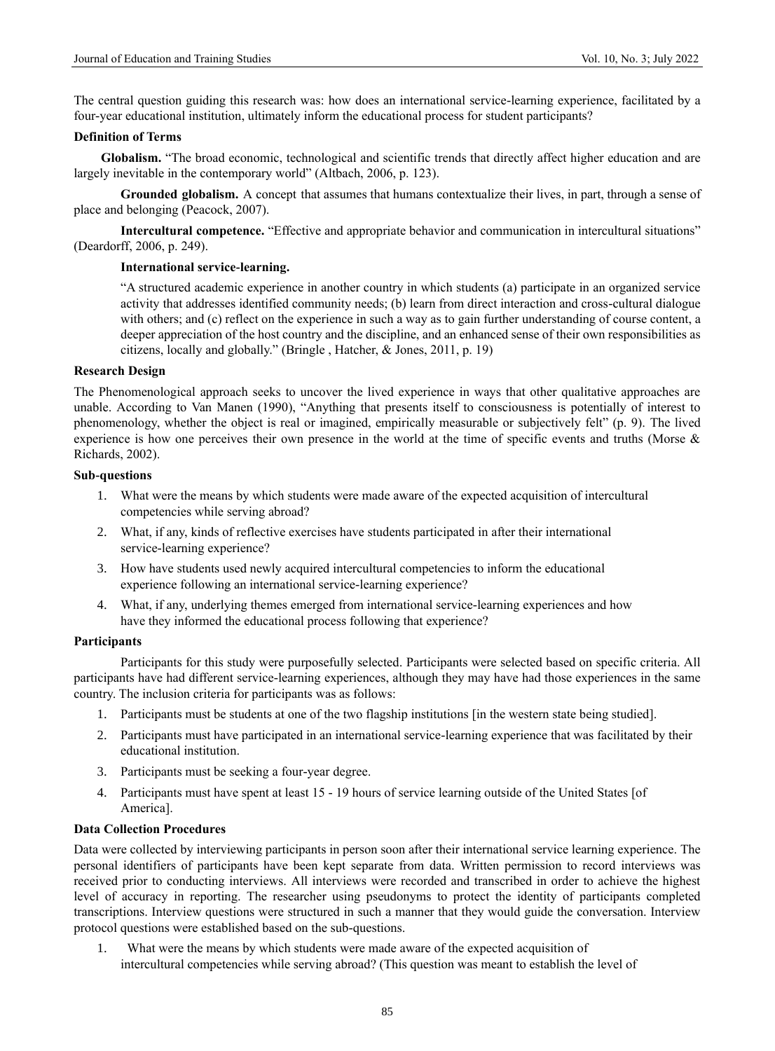The central question guiding this research was: how does an international service-learning experience, facilitated by a four-year educational institution, ultimately inform the educational process for student participants?

**Definition of Terms**

**Globalism.** "The broad economic, technological and scientific trends that directly affect higher education and are largely inevitable in the contemporary world" (Altbach, 2006, p. 123).

**Grounded globalism.** A concept that assumes that humans contextualize their lives, in part, through a sense of place and belonging (Peacock, 2007).

**Intercultural competence.** "Effective and appropriate behavior and communication in intercultural situations" (Deardorff, 2006, p. 249).

**International service-learning.**

> "A structured academic experience in another country in which students (a) participate in an organized service activity that addresses identified community needs; (b) learn from direct interaction and cross-cultural dialogue with others; and (c) reflect on the experience in such a way as to gain further understanding of course content, a deeper appreciation of the host country and the discipline, and an enhanced sense of their own responsibilities as citizens, locally and globally." (Bringle , Hatcher, & Jones, 2011, p. 19)

**Research Design**

The Phenomenological approach seeks to uncover the lived experience in ways that other qualitative approaches are unable. According to Van Manen (1990), "Anything that presents itself to consciousness is potentially of interest to phenomenology, whether the object is real or imagined, empirically measurable or subjectively felt" (p. 9). The lived experience is how one perceives their own presence in the world at the time of specific events and truths (Morse & Richards, 2002).

**Sub-questions**

1. What were the means by which students were made aware of the expected acquisition of intercultural competencies while serving abroad?
2. What, if any, kinds of reflective exercises have students participated in after their international service-learning experience?
3. How have students used newly acquired intercultural competencies to inform the educational experience following an international service-learning experience?
4. What, if any, underlying themes emerged from international service-learning experiences and how have they informed the educational process following that experience?

**Participants**

Participants for this study were purposefully selected. Participants were selected based on specific criteria. All participants have had different service-learning experiences, although they may have had those experiences in the same country. The inclusion criteria for participants was as follows:

1. Participants must be students at one of the two flagship institutions [in the western state being studied].
2. Participants must have participated in an international service-learning experience that was facilitated by their educational institution.
3. Participants must be seeking a four-year degree.
4. Participants must have spent at least 15 - 19 hours of service learning outside of the United States [of America].

**Data Collection Procedures**

Data were collected by interviewing participants in person soon after their international service learning experience. The personal identifiers of participants have been kept separate from data. Written permission to record interviews was received prior to conducting interviews. All interviews were recorded and transcribed in order to achieve the highest level of accuracy in reporting. The researcher using pseudonyms to protect the identity of participants completed transcriptions. Interview questions were structured in such a manner that they would guide the conversation. Interview protocol questions were established based on the sub-questions.

1. What were the means by which students were made aware of the expected acquisition of intercultural competencies while serving abroad? (This question was meant to establish the level of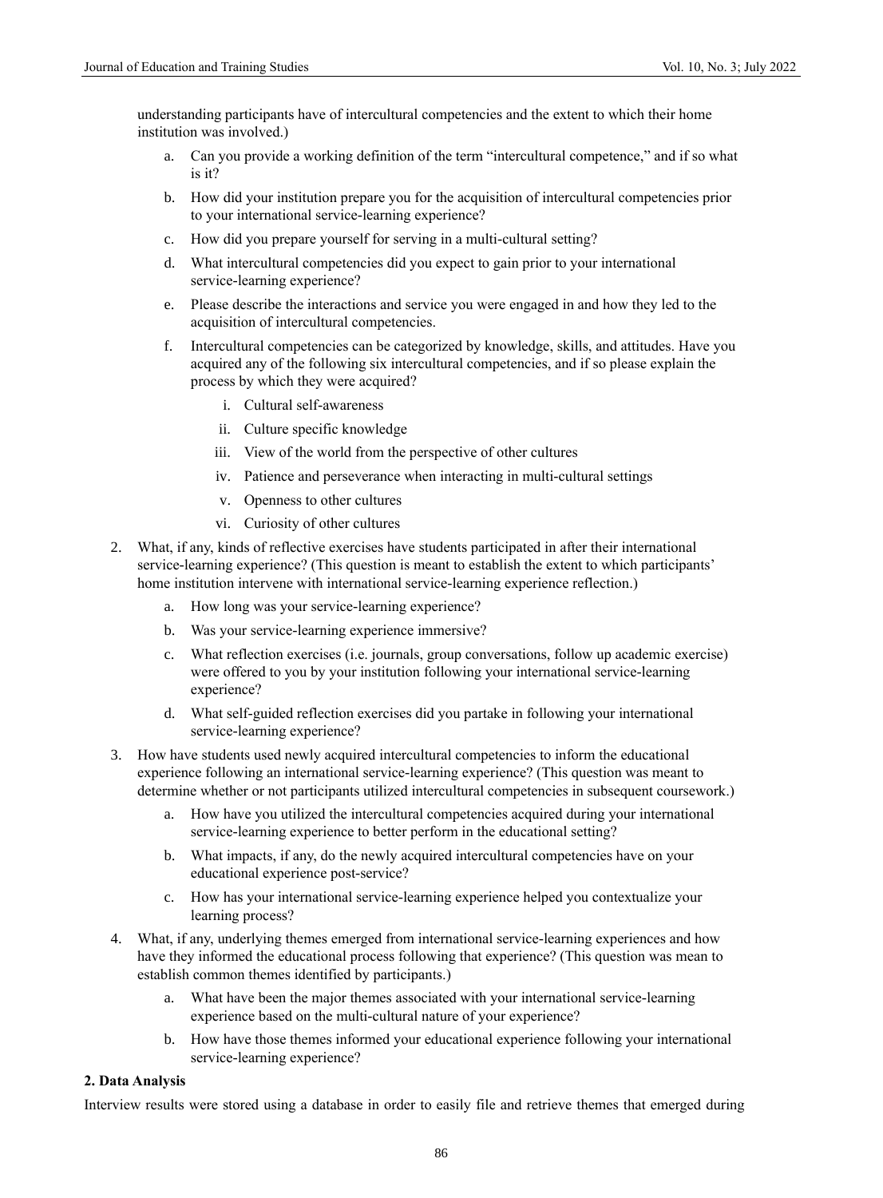understanding participants have of intercultural competencies and the extent to which their home institution was involved.)

   a. Can you provide a working definition of the term "intercultural competence," and if so what is it?

   b. How did your institution prepare you for the acquisition of intercultural competencies prior to your international service-learning experience?

   c. How did you prepare yourself for serving in a multi-cultural setting?

   d. What intercultural competencies did you expect to gain prior to your international service-learning experience?

   e. Please describe the interactions and service you were engaged in and how they led to the acquisition of intercultural competencies.

   f. Intercultural competencies can be categorized by knowledge, skills, and attitudes. Have you acquired any of the following six intercultural competencies, and if so please explain the process by which they were acquired?

      i. Cultural self-awareness

      ii. Culture specific knowledge

      iii. View of the world from the perspective of other cultures

      iv. Patience and perseverance when interacting in multi-cultural settings

      v. Openness to other cultures

      vi. Curiosity of other cultures

2. What, if any, kinds of reflective exercises have students participated in after their international service-learning experience? (This question is meant to establish the extent to which participants' home institution intervene with international service-learning experience reflection.)

   a. How long was your service-learning experience?

   b. Was your service-learning experience immersive?

   c. What reflection exercises (i.e. journals, group conversations, follow up academic exercise) were offered to you by your institution following your international service-learning experience?

   d. What self-guided reflection exercises did you partake in following your international service-learning experience?

3. How have students used newly acquired intercultural competencies to inform the educational experience following an international service-learning experience? (This question was meant to determine whether or not participants utilized intercultural competencies in subsequent coursework.)

   a. How have you utilized the intercultural competencies acquired during your international service-learning experience to better perform in the educational setting?

   b. What impacts, if any, do the newly acquired intercultural competencies have on your educational experience post-service?

   c. How has your international service-learning experience helped you contextualize your learning process?

4. What, if any, underlying themes emerged from international service-learning experiences and how have they informed the educational process following that experience? (This question was mean to establish common themes identified by participants.)

   a. What have been the major themes associated with your international service-learning experience based on the multi-cultural nature of your experience?

   b. How have those themes informed your educational experience following your international service-learning experience?

**2. Data Analysis**

Interview results were stored using a database in order to easily file and retrieve themes that emerged during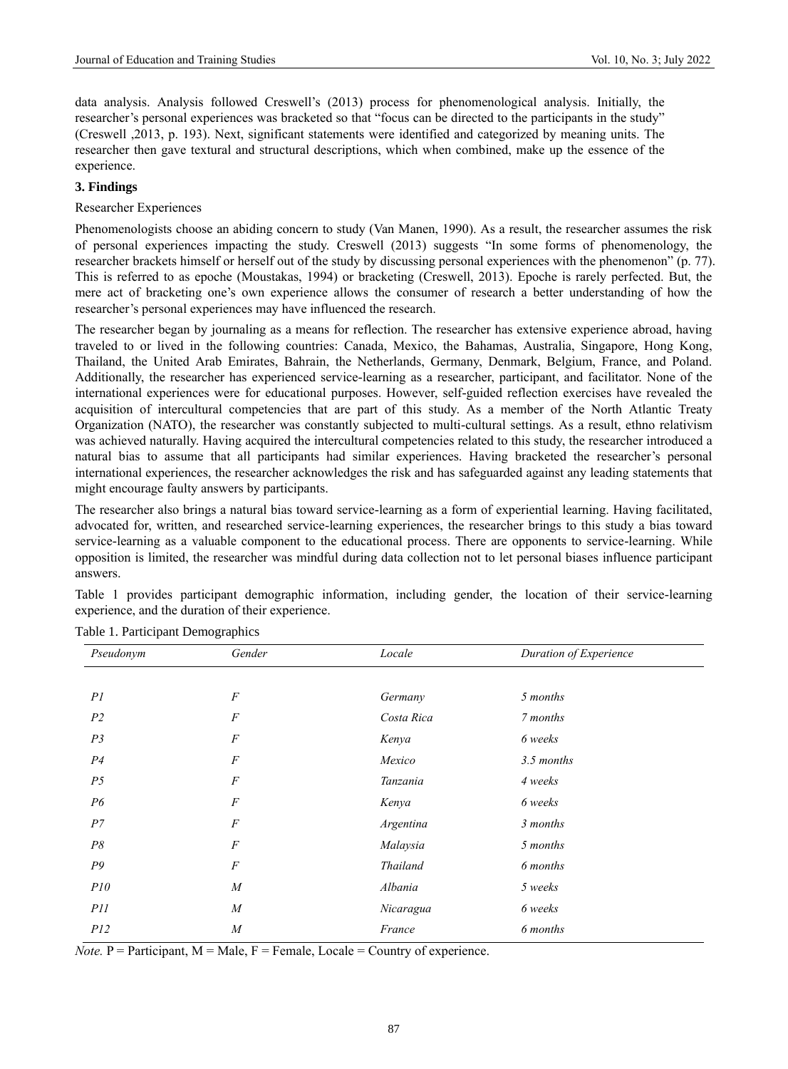data analysis. Analysis followed Creswell's (2013) process for phenomenological analysis. Initially, the researcher's personal experiences was bracketed so that "focus can be directed to the participants in the study" (Creswell ,2013, p. 193). Next, significant statements were identified and categorized by meaning units. The researcher then gave textural and structural descriptions, which when combined, make up the essence of the experience.

## 3. Findings

Researcher Experiences

Phenomenologists choose an abiding concern to study (Van Manen, 1990). As a result, the researcher assumes the risk of personal experiences impacting the study. Creswell (2013) suggests "In some forms of phenomenology, the researcher brackets himself or herself out of the study by discussing personal experiences with the phenomenon" (p. 77). This is referred to as epoche (Moustakas, 1994) or bracketing (Creswell, 2013). Epoche is rarely perfected. But, the mere act of bracketing one's own experience allows the consumer of research a better understanding of how the researcher's personal experiences may have influenced the research.

The researcher began by journaling as a means for reflection. The researcher has extensive experience abroad, having traveled to or lived in the following countries: Canada, Mexico, the Bahamas, Australia, Singapore, Hong Kong, Thailand, the United Arab Emirates, Bahrain, the Netherlands, Germany, Denmark, Belgium, France, and Poland. Additionally, the researcher has experienced service-learning as a researcher, participant, and facilitator. None of the international experiences were for educational purposes. However, self-guided reflection exercises have revealed the acquisition of intercultural competencies that are part of this study. As a member of the North Atlantic Treaty Organization (NATO), the researcher was constantly subjected to multi-cultural settings. As a result, ethno relativism was achieved naturally. Having acquired the intercultural competencies related to this study, the researcher introduced a natural bias to assume that all participants had similar experiences. Having bracketed the researcher's personal international experiences, the researcher acknowledges the risk and has safeguarded against any leading statements that might encourage faulty answers by participants.

The researcher also brings a natural bias toward service-learning as a form of experiential learning. Having facilitated, advocated for, written, and researched service-learning experiences, the researcher brings to this study a bias toward service-learning as a valuable component to the educational process. There are opponents to service-learning. While opposition is limited, the researcher was mindful during data collection not to let personal biases influence participant answers.

Table 1 provides participant demographic information, including gender, the location of their service-learning experience, and the duration of their experience.

Table 1. Participant Demographics

| *Pseudonym* | *Gender* | *Locale* | *Duration of Experience* |
|---|---|---|---|
| *P1* | *F* | *Germany* | *5 months* |
| *P2* | *F* | *Costa Rica* | *7 months* |
| *P3* | *F* | *Kenya* | *6 weeks* |
| *P4* | *F* | *Mexico* | *3.5 months* |
| *P5* | *F* | *Tanzania* | *4 weeks* |
| *P6* | *F* | *Kenya* | *6 weeks* |
| *P7* | *F* | *Argentina* | *3 months* |
| *P8* | *F* | *Malaysia* | *5 months* |
| *P9* | *F* | *Thailand* | *6 months* |
| *P10* | *M* | *Albania* | *5 weeks* |
| *P11* | *M* | *Nicaragua* | *6 weeks* |
| *P12* | *M* | *France* | *6 months* |

*Note.* P = Participant, M = Male, F = Female, Locale = Country of experience.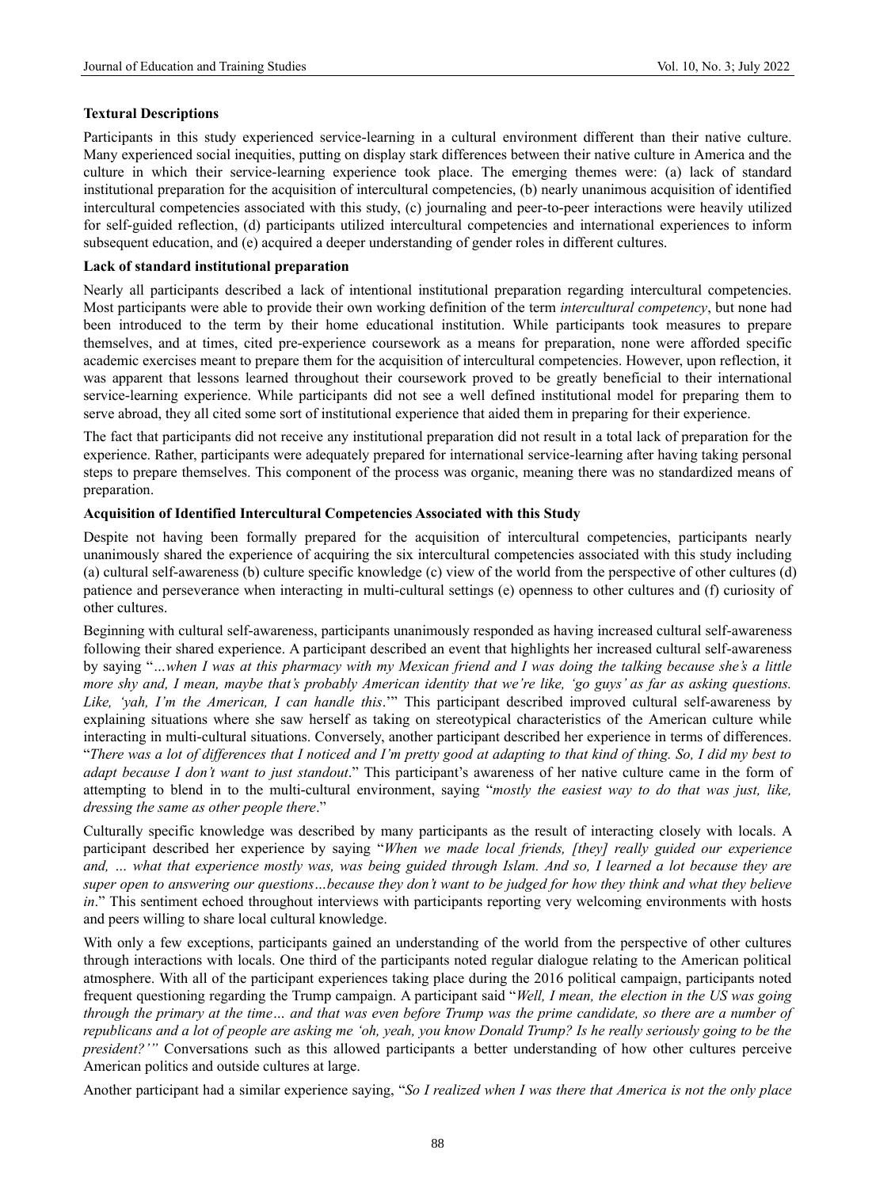### Textural Descriptions

Participants in this study experienced service-learning in a cultural environment different than their native culture. Many experienced social inequities, putting on display stark differences between their native culture in America and the culture in which their service-learning experience took place. The emerging themes were: (a) lack of standard institutional preparation for the acquisition of intercultural competencies, (b) nearly unanimous acquisition of identified intercultural competencies associated with this study, (c) journaling and peer-to-peer interactions were heavily utilized for self-guided reflection, (d) participants utilized intercultural competencies and international experiences to inform subsequent education, and (e) acquired a deeper understanding of gender roles in different cultures.

### Lack of standard institutional preparation

Nearly all participants described a lack of intentional institutional preparation regarding intercultural competencies. Most participants were able to provide their own working definition of the term *intercultural competency*, but none had been introduced to the term by their home educational institution. While participants took measures to prepare themselves, and at times, cited pre-experience coursework as a means for preparation, none were afforded specific academic exercises meant to prepare them for the acquisition of intercultural competencies. However, upon reflection, it was apparent that lessons learned throughout their coursework proved to be greatly beneficial to their international service-learning experience. While participants did not see a well defined institutional model for preparing them to serve abroad, they all cited some sort of institutional experience that aided them in preparing for their experience.

The fact that participants did not receive any institutional preparation did not result in a total lack of preparation for the experience. Rather, participants were adequately prepared for international service-learning after having taking personal steps to prepare themselves. This component of the process was organic, meaning there was no standardized means of preparation.

### Acquisition of Identified Intercultural Competencies Associated with this Study

Despite not having been formally prepared for the acquisition of intercultural competencies, participants nearly unanimously shared the experience of acquiring the six intercultural competencies associated with this study including (a) cultural self-awareness (b) culture specific knowledge (c) view of the world from the perspective of other cultures (d) patience and perseverance when interacting in multi-cultural settings (e) openness to other cultures and (f) curiosity of other cultures.

Beginning with cultural self-awareness, participants unanimously responded as having increased cultural self-awareness following their shared experience. A participant described an event that highlights her increased cultural self-awareness by saying "*…when I was at this pharmacy with my Mexican friend and I was doing the talking because she's a little more shy and, I mean, maybe that's probably American identity that we're like, 'go guys' as far as asking questions. Like, 'yah, I'm the American, I can handle this*.'" This participant described improved cultural self-awareness by explaining situations where she saw herself as taking on stereotypical characteristics of the American culture while interacting in multi-cultural situations. Conversely, another participant described her experience in terms of differences. "*There was a lot of differences that I noticed and I'm pretty good at adapting to that kind of thing. So, I did my best to adapt because I don't want to just standout*." This participant's awareness of her native culture came in the form of attempting to blend in to the multi-cultural environment, saying "*mostly the easiest way to do that was just, like, dressing the same as other people there*."

Culturally specific knowledge was described by many participants as the result of interacting closely with locals. A participant described her experience by saying "*When we made local friends, [they] really guided our experience and, … what that experience mostly was, was being guided through Islam. And so, I learned a lot because they are super open to answering our questions…because they don't want to be judged for how they think and what they believe in*." This sentiment echoed throughout interviews with participants reporting very welcoming environments with hosts and peers willing to share local cultural knowledge.

With only a few exceptions, participants gained an understanding of the world from the perspective of other cultures through interactions with locals. One third of the participants noted regular dialogue relating to the American political atmosphere. With all of the participant experiences taking place during the 2016 political campaign, participants noted frequent questioning regarding the Trump campaign. A participant said "*Well, I mean, the election in the US was going through the primary at the time… and that was even before Trump was the prime candidate, so there are a number of republicans and a lot of people are asking me 'oh, yeah, you know Donald Trump? Is he really seriously going to be the president?'"* Conversations such as this allowed participants a better understanding of how other cultures perceive American politics and outside cultures at large.

Another participant had a similar experience saying, "*So I realized when I was there that America is not the only place*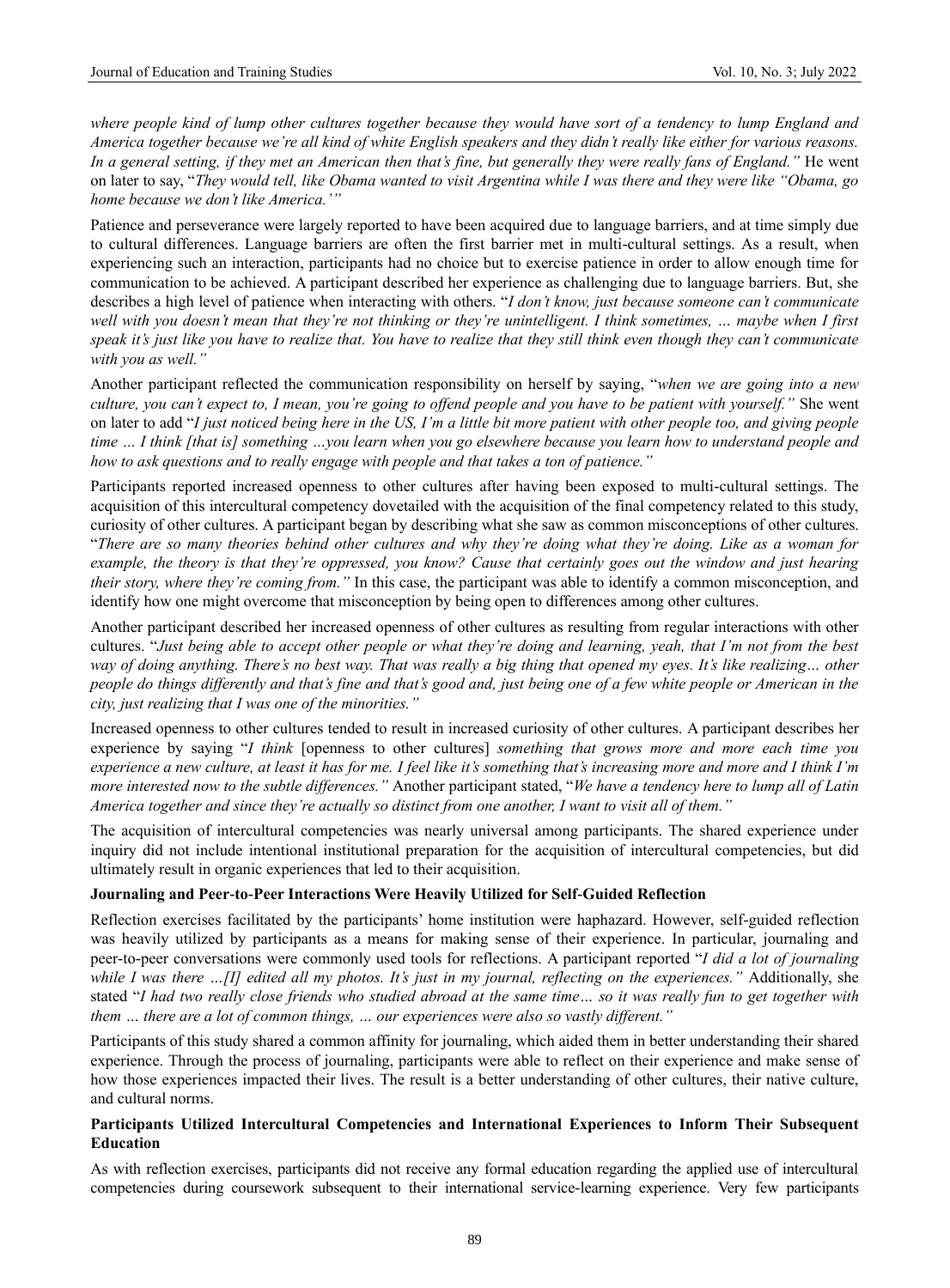*where people kind of lump other cultures together because they would have sort of a tendency to lump England and America together because we're all kind of white English speakers and they didn't really like either for various reasons. In a general setting, if they met an American then that's fine, but generally they were really fans of England."* He went on later to say, "*They would tell, like Obama wanted to visit Argentina while I was there and they were like "Obama, go home because we don't like America.'"*

Patience and perseverance were largely reported to have been acquired due to language barriers, and at time simply due to cultural differences. Language barriers are often the first barrier met in multi-cultural settings. As a result, when experiencing such an interaction, participants had no choice but to exercise patience in order to allow enough time for communication to be achieved. A participant described her experience as challenging due to language barriers. But, she describes a high level of patience when interacting with others. "*I don't know, just because someone can't communicate well with you doesn't mean that they're not thinking or they're unintelligent. I think sometimes, … maybe when I first speak it's just like you have to realize that. You have to realize that they still think even though they can't communicate with you as well."*

Another participant reflected the communication responsibility on herself by saying, "*when we are going into a new culture, you can't expect to, I mean, you're going to offend people and you have to be patient with yourself."* She went on later to add "*I just noticed being here in the US, I'm a little bit more patient with other people too, and giving people time … I think [that is] something …you learn when you go elsewhere because you learn how to understand people and how to ask questions and to really engage with people and that takes a ton of patience."*

Participants reported increased openness to other cultures after having been exposed to multi-cultural settings. The acquisition of this intercultural competency dovetailed with the acquisition of the final competency related to this study, curiosity of other cultures. A participant began by describing what she saw as common misconceptions of other cultures. "*There are so many theories behind other cultures and why they're doing what they're doing. Like as a woman for example, the theory is that they're oppressed, you know? Cause that certainly goes out the window and just hearing their story, where they're coming from."* In this case, the participant was able to identify a common misconception, and identify how one might overcome that misconception by being open to differences among other cultures.

Another participant described her increased openness of other cultures as resulting from regular interactions with other cultures. "*Just being able to accept other people or what they're doing and learning, yeah, that I'm not from the best way of doing anything. There's no best way. That was really a big thing that opened my eyes. It's like realizing… other people do things differently and that's fine and that's good and, just being one of a few white people or American in the city, just realizing that I was one of the minorities."*

Increased openness to other cultures tended to result in increased curiosity of other cultures. A participant describes her experience by saying "*I think* [openness to other cultures] *something that grows more and more each time you experience a new culture, at least it has for me. I feel like it's something that's increasing more and more and I think I'm more interested now to the subtle differences."* Another participant stated, "*We have a tendency here to lump all of Latin America together and since they're actually so distinct from one another, I want to visit all of them."*

The acquisition of intercultural competencies was nearly universal among participants. The shared experience under inquiry did not include intentional institutional preparation for the acquisition of intercultural competencies, but did ultimately result in organic experiences that led to their acquisition.

**Journaling and Peer-to-Peer Interactions Were Heavily Utilized for Self-Guided Reflection**

Reflection exercises facilitated by the participants' home institution were haphazard. However, self-guided reflection was heavily utilized by participants as a means for making sense of their experience. In particular, journaling and peer-to-peer conversations were commonly used tools for reflections. A participant reported "*I did a lot of journaling while I was there …[I] edited all my photos. It's just in my journal, reflecting on the experiences."* Additionally, she stated "*I had two really close friends who studied abroad at the same time… so it was really fun to get together with them … there are a lot of common things, … our experiences were also so vastly different."*

Participants of this study shared a common affinity for journaling, which aided them in better understanding their shared experience. Through the process of journaling, participants were able to reflect on their experience and make sense of how those experiences impacted their lives. The result is a better understanding of other cultures, their native culture, and cultural norms.

**Participants Utilized Intercultural Competencies and International Experiences to Inform Their Subsequent Education**

As with reflection exercises, participants did not receive any formal education regarding the applied use of intercultural competencies during coursework subsequent to their international service-learning experience. Very few participants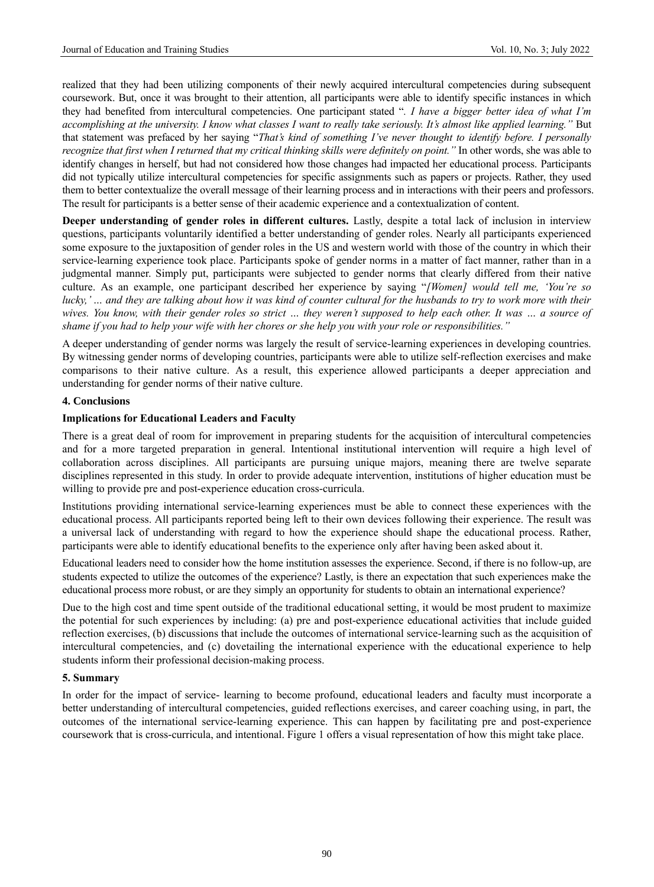realized that they had been utilizing components of their newly acquired intercultural competencies during subsequent coursework. But, once it was brought to their attention, all participants were able to identify specific instances in which they had benefited from intercultural competencies. One participant stated ". *I have a bigger better idea of what I'm accomplishing at the university. I know what classes I want to really take seriously. It's almost like applied learning."* But that statement was prefaced by her saying "*That's kind of something I've never thought to identify before. I personally recognize that first when I returned that my critical thinking skills were definitely on point."* In other words, she was able to identify changes in herself, but had not considered how those changes had impacted her educational process. Participants did not typically utilize intercultural competencies for specific assignments such as papers or projects. Rather, they used them to better contextualize the overall message of their learning process and in interactions with their peers and professors. The result for participants is a better sense of their academic experience and a contextualization of content.

**Deeper understanding of gender roles in different cultures.** Lastly, despite a total lack of inclusion in interview questions, participants voluntarily identified a better understanding of gender roles. Nearly all participants experienced some exposure to the juxtaposition of gender roles in the US and western world with those of the country in which their service-learning experience took place. Participants spoke of gender norms in a matter of fact manner, rather than in a judgmental manner. Simply put, participants were subjected to gender norms that clearly differed from their native culture. As an example, one participant described her experience by saying "*[Women] would tell me, 'You're so lucky,' … and they are talking about how it was kind of counter cultural for the husbands to try to work more with their wives. You know, with their gender roles so strict … they weren't supposed to help each other. It was … a source of shame if you had to help your wife with her chores or she help you with your role or responsibilities."*

A deeper understanding of gender norms was largely the result of service-learning experiences in developing countries. By witnessing gender norms of developing countries, participants were able to utilize self-reflection exercises and make comparisons to their native culture. As a result, this experience allowed participants a deeper appreciation and understanding for gender norms of their native culture.

## 4. Conclusions

### Implications for Educational Leaders and Faculty

There is a great deal of room for improvement in preparing students for the acquisition of intercultural competencies and for a more targeted preparation in general. Intentional institutional intervention will require a high level of collaboration across disciplines. All participants are pursuing unique majors, meaning there are twelve separate disciplines represented in this study. In order to provide adequate intervention, institutions of higher education must be willing to provide pre and post-experience education cross-curricula.

Institutions providing international service-learning experiences must be able to connect these experiences with the educational process. All participants reported being left to their own devices following their experience. The result was a universal lack of understanding with regard to how the experience should shape the educational process. Rather, participants were able to identify educational benefits to the experience only after having been asked about it.

Educational leaders need to consider how the home institution assesses the experience. Second, if there is no follow-up, are students expected to utilize the outcomes of the experience? Lastly, is there an expectation that such experiences make the educational process more robust, or are they simply an opportunity for students to obtain an international experience?

Due to the high cost and time spent outside of the traditional educational setting, it would be most prudent to maximize the potential for such experiences by including: (a) pre and post-experience educational activities that include guided reflection exercises, (b) discussions that include the outcomes of international service-learning such as the acquisition of intercultural competencies, and (c) dovetailing the international experience with the educational experience to help students inform their professional decision-making process.

## 5. Summary

In order for the impact of service- learning to become profound, educational leaders and faculty must incorporate a better understanding of intercultural competencies, guided reflections exercises, and career coaching using, in part, the outcomes of the international service-learning experience. This can happen by facilitating pre and post-experience coursework that is cross-curricula, and intentional. Figure 1 offers a visual representation of how this might take place.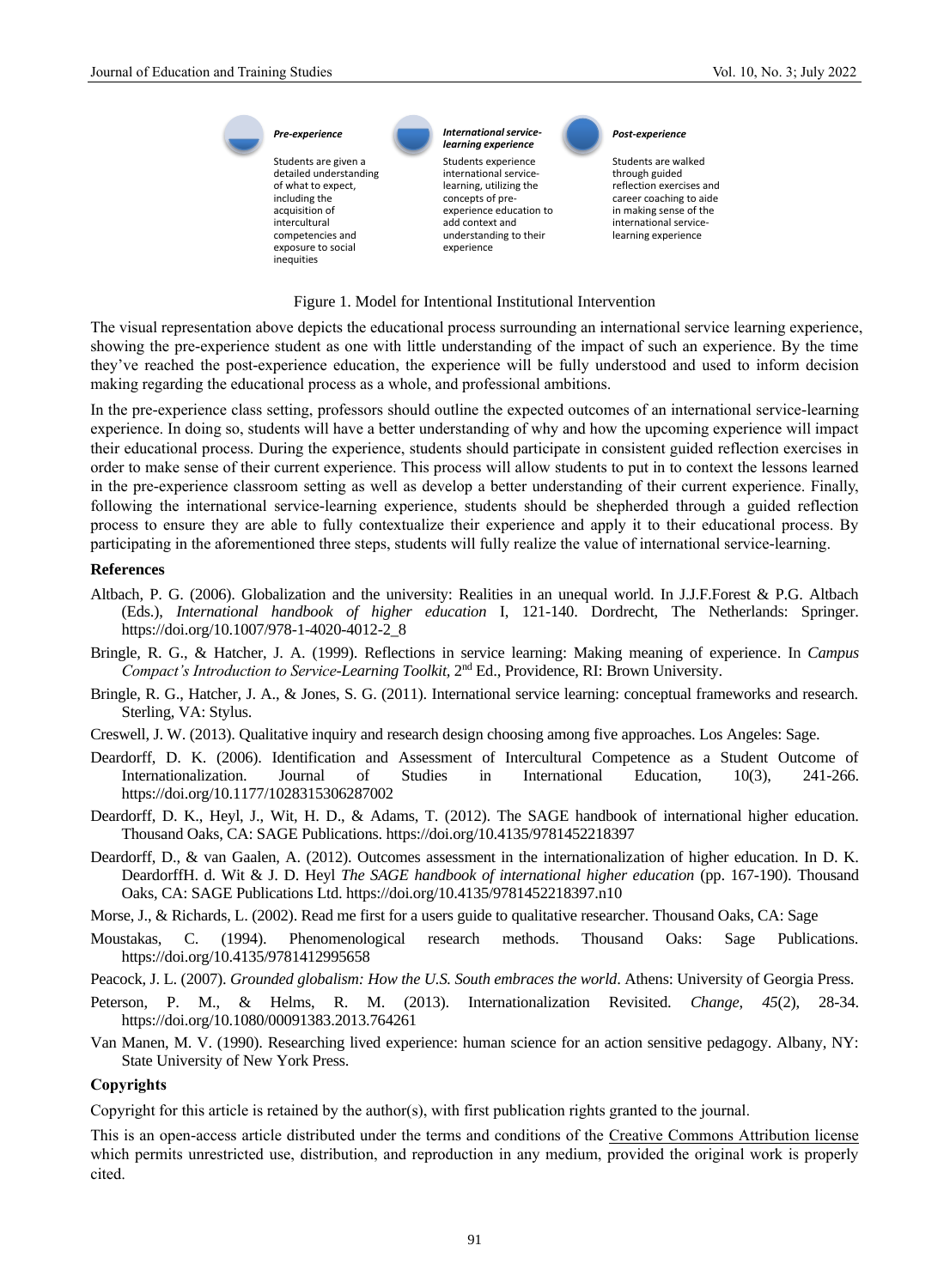**Pre-experience**

Students are given a detailed understanding of what to expect, including the acquisition of intercultural competencies and exposure to social inequities

**International service-learning experience**

Students experience international service-learning, utilizing the concepts of pre-experience education to add context and understanding to their experience

**Post-experience**

Students are walked through guided reflection exercises and career coaching to aide in making sense of the international service-learning experience

Figure 1. Model for Intentional Institutional Intervention

The visual representation above depicts the educational process surrounding an international service learning experience, showing the pre-experience student as one with little understanding of the impact of such an experience. By the time they've reached the post-experience education, the experience will be fully understood and used to inform decision making regarding the educational process as a whole, and professional ambitions.

In the pre-experience class setting, professors should outline the expected outcomes of an international service-learning experience. In doing so, students will have a better understanding of why and how the upcoming experience will impact their educational process. During the experience, students should participate in consistent guided reflection exercises in order to make sense of their current experience. This process will allow students to put in to context the lessons learned in the pre-experience classroom setting as well as develop a better understanding of their current experience. Finally, following the international service-learning experience, students should be shepherded through a guided reflection process to ensure they are able to fully contextualize their experience and apply it to their educational process. By participating in the aforementioned three steps, students will fully realize the value of international service-learning.

## References

Altbach, P. G. (2006). Globalization and the university: Realities in an unequal world. In J.J.F.Forest & P.G. Altbach (Eds.), *International handbook of higher education* I, 121-140. Dordrecht, The Netherlands: Springer. https://doi.org/10.1007/978-1-4020-4012-2_8

Bringle, R. G., & Hatcher, J. A. (1999). Reflections in service learning: Making meaning of experience. In *Campus Compact's Introduction to Service-Learning Toolkit*, 2nd Ed., Providence, RI: Brown University.

Bringle, R. G., Hatcher, J. A., & Jones, S. G. (2011). International service learning: conceptual frameworks and research. Sterling, VA: Stylus.

Creswell, J. W. (2013). Qualitative inquiry and research design choosing among five approaches. Los Angeles: Sage.

Deardorff, D. K. (2006). Identification and Assessment of Intercultural Competence as a Student Outcome of Internationalization. Journal of Studies in International Education, 10(3), 241-266. https://doi.org/10.1177/1028315306287002

Deardorff, D. K., Heyl, J., Wit, H. D., & Adams, T. (2012). The SAGE handbook of international higher education. Thousand Oaks, CA: SAGE Publications. https://doi.org/10.4135/9781452218397

Deardorff, D., & van Gaalen, A. (2012). Outcomes assessment in the internationalization of higher education. In D. K. DeardorffH. d. Wit & J. D. Heyl *The SAGE handbook of international higher education* (pp. 167-190). Thousand Oaks, CA: SAGE Publications Ltd. https://doi.org/10.4135/9781452218397.n10

Morse, J., & Richards, L. (2002). Read me first for a users guide to qualitative researcher. Thousand Oaks, CA: Sage

Moustakas, C. (1994). Phenomenological research methods. Thousand Oaks: Sage Publications. https://doi.org/10.4135/9781412995658

Peacock, J. L. (2007). *Grounded globalism: How the U.S. South embraces the world*. Athens: University of Georgia Press.

Peterson, P. M., & Helms, R. M. (2013). Internationalization Revisited. *Change, 45*(2), 28-34. https://doi.org/10.1080/00091383.2013.764261

Van Manen, M. V. (1990). Researching lived experience: human science for an action sensitive pedagogy. Albany, NY: State University of New York Press.

## Copyrights

Copyright for this article is retained by the author(s), with first publication rights granted to the journal.

This is an open-access article distributed under the terms and conditions of the Creative Commons Attribution license which permits unrestricted use, distribution, and reproduction in any medium, provided the original work is properly cited.